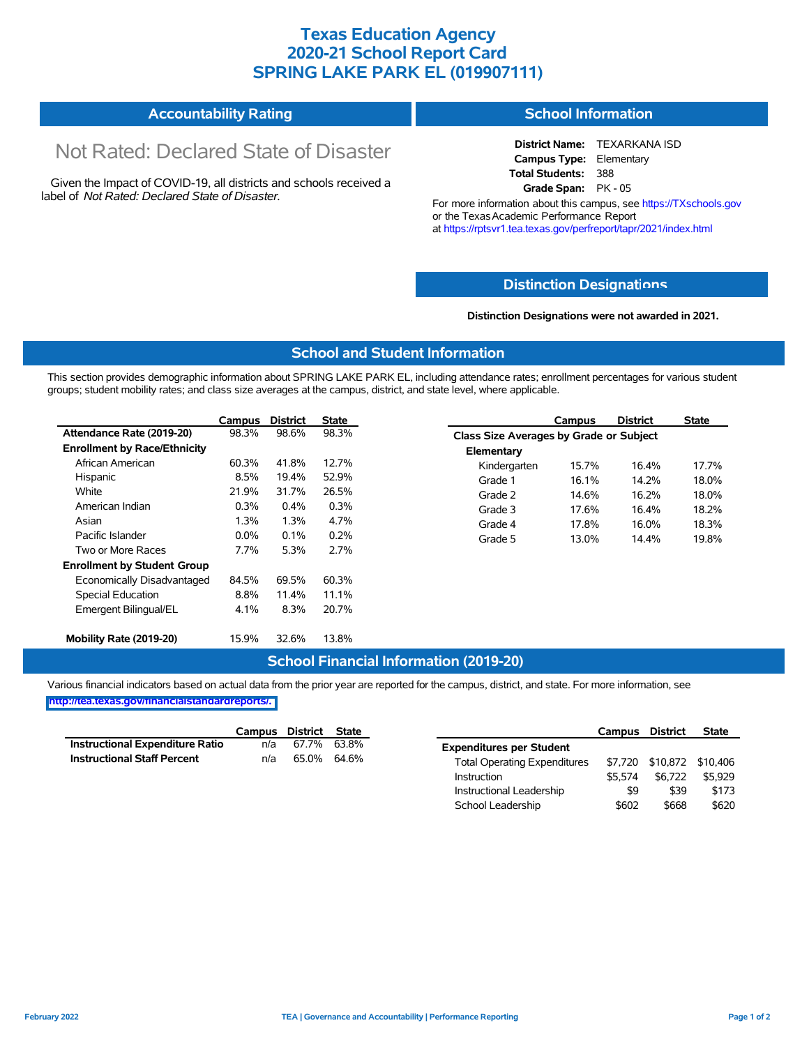# Texas Education Agency
# 2020-21 School Report Card
# SPRING LAKE PARK EL (019907111)

## Accountability Rating

Not Rated: Declared State of Disaster

Given the Impact of COVID-19, all districts and schools received a label of *Not Rated: Declared State of Disaster*.

## School Information

**District Name:** TEXARKANA ISD
**Campus Type:** Elementary
**Total Students:** 388
**Grade Span:** PK - 05

For more information about this campus, see https://TXschools.gov or the Texas Academic Performance Report at https://rptsvr1.tea.texas.gov/perfreport/tapr/2021/index.html

## Distinction Designations

**Distinction Designations were not awarded in 2021.**

## School and Student Information

This section provides demographic information about SPRING LAKE PARK EL, including attendance rates; enrollment percentages for various student groups; student mobility rates; and class size averages at the campus, district, and state level, where applicable.

| | Campus | District | State |
|---|---|---|---|
| **Attendance Rate (2019-20)** | 98.3% | 98.6% | 98.3% |
| **Enrollment by Race/Ethnicity** | | | |
| African American | 60.3% | 41.8% | 12.7% |
| Hispanic | 8.5% | 19.4% | 52.9% |
| White | 21.9% | 31.7% | 26.5% |
| American Indian | 0.3% | 0.4% | 0.3% |
| Asian | 1.3% | 1.3% | 4.7% |
| Pacific Islander | 0.0% | 0.1% | 0.2% |
| Two or More Races | 7.7% | 5.3% | 2.7% |
| **Enrollment by Student Group** | | | |
| Economically Disadvantaged | 84.5% | 69.5% | 60.3% |
| Special Education | 8.8% | 11.4% | 11.1% |
| Emergent Bilingual/EL | 4.1% | 8.3% | 20.7% |
| **Mobility Rate (2019-20)** | 15.9% | 32.6% | 13.8% |

| | Campus | District | State |
|---|---|---|---|
| **Class Size Averages by Grade or Subject** | | | |
| **Elementary** | | | |
| Kindergarten | 15.7% | 16.4% | 17.7% |
| Grade 1 | 16.1% | 14.2% | 18.0% |
| Grade 2 | 14.6% | 16.2% | 18.0% |
| Grade 3 | 17.6% | 16.4% | 18.2% |
| Grade 4 | 17.8% | 16.0% | 18.3% |
| Grade 5 | 13.0% | 14.4% | 19.8% |

## School Financial Information (2019-20)

Various financial indicators based on actual data from the prior year are reported for the campus, district, and state. For more information, see http://tea.texas.gov/financialstandardreports/.

| | Campus | District | State |
|---|---|---|---|
| **Instructional Expenditure Ratio** | n/a | 67.7% | 63.8% |
| **Instructional Staff Percent** | n/a | 65.0% | 64.6% |

| | Campus | District | State |
|---|---|---|---|
| **Expenditures per Student** | | | |
| Total Operating Expenditures | $7,720 | $10,872 | $10,406 |
| Instruction | $5,574 | $6,722 | $5,929 |
| Instructional Leadership | $9 | $39 | $173 |
| School Leadership | $602 | $668 | $620 |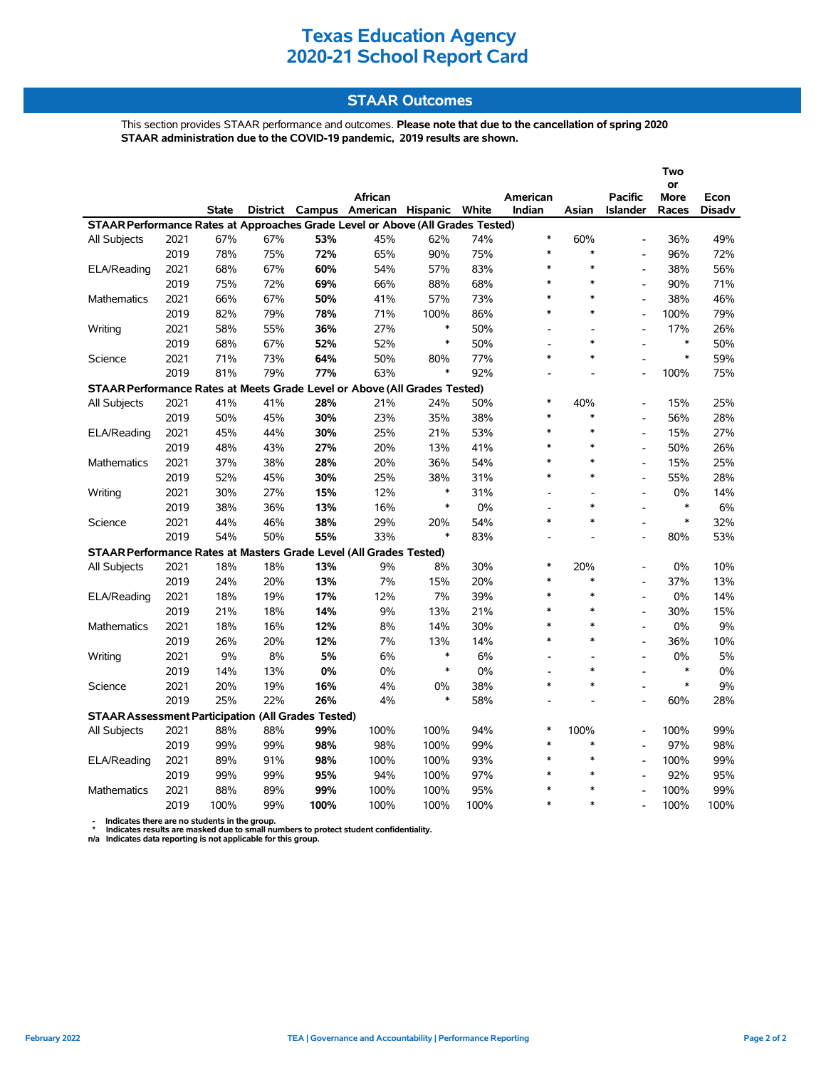# Texas Education Agency
# 2020-21 School Report Card

## STAAR Outcomes

This section provides STAAR performance and outcomes. **Please note that due to the cancellation of spring 2020 STAAR administration due to the COVID-19 pandemic, 2019 results are shown.**

| | | State | District | Campus | African American | Hispanic | White | American Indian | Asian | Pacific Islander | Two or More Races | Econ Disadv |
|---|---|---|---|---|---|---|---|---|---|---|---|---|
| **STAAR Performance Rates at Approaches Grade Level or Above (All Grades Tested)** | | | | | | | | | | | | |
| All Subjects | 2021 | 67% | 67% | **53%** | 45% | 62% | 74% | * | 60% | - | 36% | 49% |
| | 2019 | 78% | 75% | **72%** | 65% | 90% | 75% | * | * | - | 96% | 72% |
| ELA/Reading | 2021 | 68% | 67% | **60%** | 54% | 57% | 83% | * | * | - | 38% | 56% |
| | 2019 | 75% | 72% | **69%** | 66% | 88% | 68% | * | * | - | 90% | 71% |
| Mathematics | 2021 | 66% | 67% | **50%** | 41% | 57% | 73% | * | * | - | 38% | 46% |
| | 2019 | 82% | 79% | **78%** | 71% | 100% | 86% | * | * | - | 100% | 79% |
| Writing | 2021 | 58% | 55% | **36%** | 27% | * | 50% | - | - | - | 17% | 26% |
| | 2019 | 68% | 67% | **52%** | 52% | * | 50% | - | * | - | * | 50% |
| Science | 2021 | 71% | 73% | **64%** | 50% | 80% | 77% | * | * | - | * | 59% |
| | 2019 | 81% | 79% | **77%** | 63% | * | 92% | - | - | - | 100% | 75% |
| **STAAR Performance Rates at Meets Grade Level or Above (All Grades Tested)** | | | | | | | | | | | | |
| All Subjects | 2021 | 41% | 41% | **28%** | 21% | 24% | 50% | * | 40% | - | 15% | 25% |
| | 2019 | 50% | 45% | **30%** | 23% | 35% | 38% | * | * | - | 56% | 28% |
| ELA/Reading | 2021 | 45% | 44% | **30%** | 25% | 21% | 53% | * | * | - | 15% | 27% |
| | 2019 | 48% | 43% | **27%** | 20% | 13% | 41% | * | * | - | 50% | 26% |
| Mathematics | 2021 | 37% | 38% | **28%** | 20% | 36% | 54% | * | * | - | 15% | 25% |
| | 2019 | 52% | 45% | **30%** | 25% | 38% | 31% | * | * | - | 55% | 28% |
| Writing | 2021 | 30% | 27% | **15%** | 12% | * | 31% | - | - | - | 0% | 14% |
| | 2019 | 38% | 36% | **13%** | 16% | * | 0% | - | * | - | * | 6% |
| Science | 2021 | 44% | 46% | **38%** | 29% | 20% | 54% | * | * | - | * | 32% |
| | 2019 | 54% | 50% | **55%** | 33% | * | 83% | - | - | - | 80% | 53% |
| **STAAR Performance Rates at Masters Grade Level (All Grades Tested)** | | | | | | | | | | | | |
| All Subjects | 2021 | 18% | 18% | **13%** | 9% | 8% | 30% | * | 20% | - | 0% | 10% |
| | 2019 | 24% | 20% | **13%** | 7% | 15% | 20% | * | * | - | 37% | 13% |
| ELA/Reading | 2021 | 18% | 19% | **17%** | 12% | 7% | 39% | * | * | - | 0% | 14% |
| | 2019 | 21% | 18% | **14%** | 9% | 13% | 21% | * | * | - | 30% | 15% |
| Mathematics | 2021 | 18% | 16% | **12%** | 8% | 14% | 30% | * | * | - | 0% | 9% |
| | 2019 | 26% | 20% | **12%** | 7% | 13% | 14% | * | * | - | 36% | 10% |
| Writing | 2021 | 9% | 8% | **5%** | 6% | * | 6% | - | - | - | 0% | 5% |
| | 2019 | 14% | 13% | **0%** | 0% | * | 0% | - | * | - | * | 0% |
| Science | 2021 | 20% | 19% | **16%** | 4% | 0% | 38% | * | * | - | * | 9% |
| | 2019 | 25% | 22% | **26%** | 4% | * | 58% | - | - | - | 60% | 28% |
| **STAAR Assessment Participation (All Grades Tested)** | | | | | | | | | | | | |
| All Subjects | 2021 | 88% | 88% | **99%** | 100% | 100% | 94% | * | 100% | - | 100% | 99% |
| | 2019 | 99% | 99% | **98%** | 98% | 100% | 99% | * | * | - | 97% | 98% |
| ELA/Reading | 2021 | 89% | 91% | **98%** | 100% | 100% | 93% | * | * | - | 100% | 99% |
| | 2019 | 99% | 99% | **95%** | 94% | 100% | 97% | * | * | - | 92% | 95% |
| Mathematics | 2021 | 88% | 89% | **99%** | 100% | 100% | 95% | * | * | - | 100% | 99% |
| | 2019 | 100% | 99% | **100%** | 100% | 100% | 100% | * | * | - | 100% | 100% |

- Indicates there are no students in the group.
* Indicates results are masked due to small numbers to protect student confidentiality.
n/a Indicates data reporting is not applicable for this group.